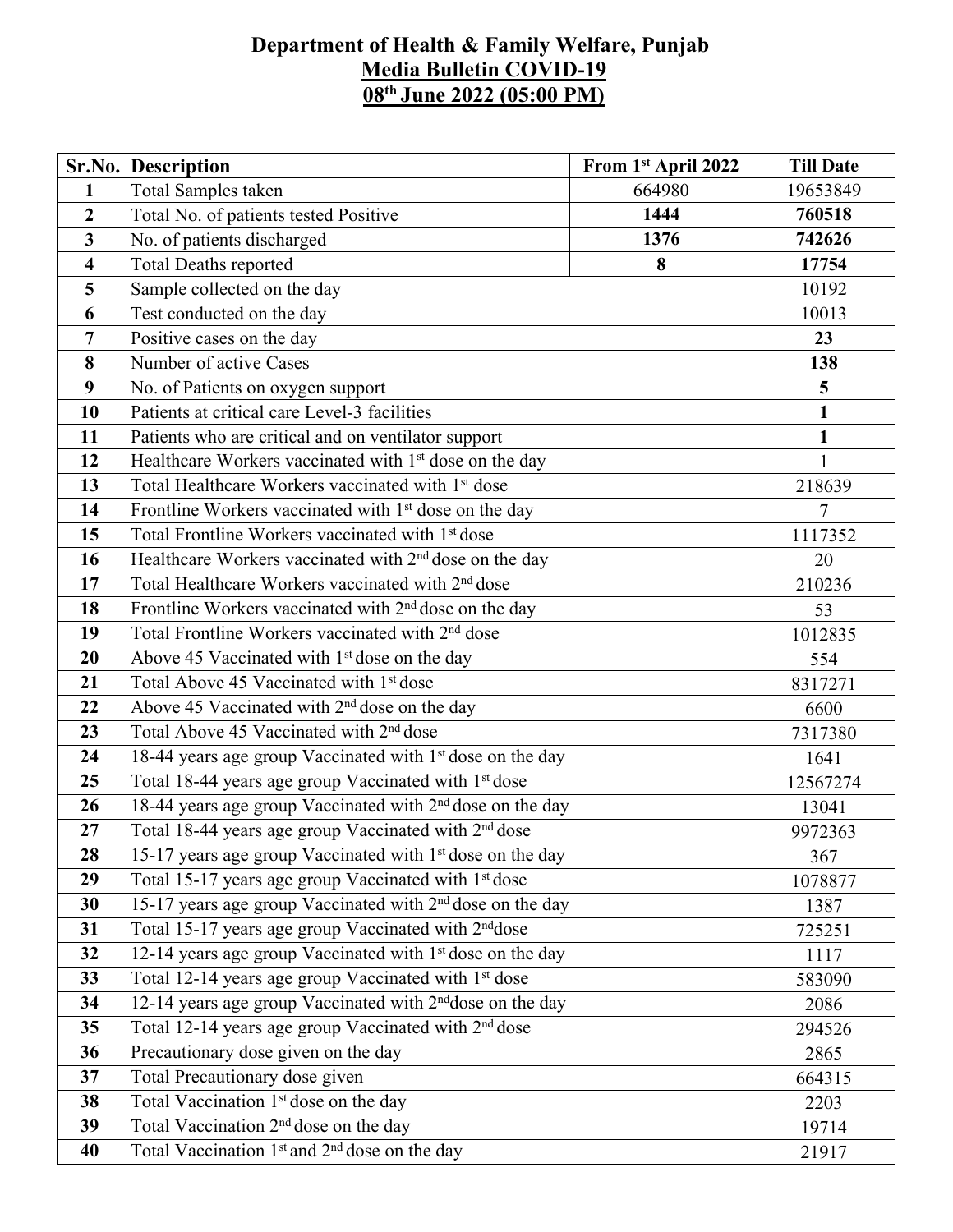# Department of Health & Family Welfare, Punjab

## Media Bulletin COVID-19

## 08th June 2022 (05:00 PM)

| Sr.No. | Description | From 1st April 2022 | Till Date |
|---|---|---|---|
| 1 | Total Samples taken | 664980 | 19653849 |
| 2 | Total No. of patients tested Positive | **1444** | **760518** |
| 3 | No. of patients discharged | **1376** | **742626** |
| 4 | Total Deaths reported | **8** | **17754** |
| 5 | Sample collected on the day | | 10192 |
| 6 | Test conducted on the day | | 10013 |
| 7 | Positive cases on the day | | **23** |
| 8 | Number of active Cases | | **138** |
| 9 | No. of Patients on oxygen support | | **5** |
| 10 | Patients at critical care Level-3 facilities | | **1** |
| 11 | Patients who are critical and on ventilator support | | **1** |
| 12 | Healthcare Workers vaccinated with 1st dose on the day | | 1 |
| 13 | Total Healthcare Workers vaccinated with 1st dose | | 218639 |
| 14 | Frontline Workers vaccinated with 1st dose on the day | | 7 |
| 15 | Total Frontline Workers vaccinated with 1st dose | | 1117352 |
| 16 | Healthcare Workers vaccinated with 2nd dose on the day | | 20 |
| 17 | Total Healthcare Workers vaccinated with 2nd dose | | 210236 |
| 18 | Frontline Workers vaccinated with 2nd dose on the day | | 53 |
| 19 | Total Frontline Workers vaccinated with 2nd dose | | 1012835 |
| 20 | Above 45 Vaccinated with 1st dose on the day | | 554 |
| 21 | Total Above 45 Vaccinated with 1st dose | | 8317271 |
| 22 | Above 45 Vaccinated with 2nd dose on the day | | 6600 |
| 23 | Total Above 45 Vaccinated with 2nd dose | | 7317380 |
| 24 | 18-44 years age group Vaccinated with 1st dose on the day | | 1641 |
| 25 | Total 18-44 years age group Vaccinated with 1st dose | | 12567274 |
| 26 | 18-44 years age group Vaccinated with 2nd dose on the day | | 13041 |
| 27 | Total 18-44 years age group Vaccinated with 2nd dose | | 9972363 |
| 28 | 15-17 years age group Vaccinated with 1st dose on the day | | 367 |
| 29 | Total 15-17 years age group Vaccinated with 1st dose | | 1078877 |
| 30 | 15-17 years age group Vaccinated with 2nd dose on the day | | 1387 |
| 31 | Total 15-17 years age group Vaccinated with 2nddose | | 725251 |
| 32 | 12-14 years age group Vaccinated with 1st dose on the day | | 1117 |
| 33 | Total 12-14 years age group Vaccinated with 1st dose | | 583090 |
| 34 | 12-14 years age group Vaccinated with 2nddose on the day | | 2086 |
| 35 | Total 12-14 years age group Vaccinated with 2nd dose | | 294526 |
| 36 | Precautionary dose given on the day | | 2865 |
| 37 | Total Precautionary dose given | | 664315 |
| 38 | Total Vaccination 1st dose on the day | | 2203 |
| 39 | Total Vaccination 2nd dose on the day | | 19714 |
| 40 | Total Vaccination 1st and 2nd dose on the day | | 21917 |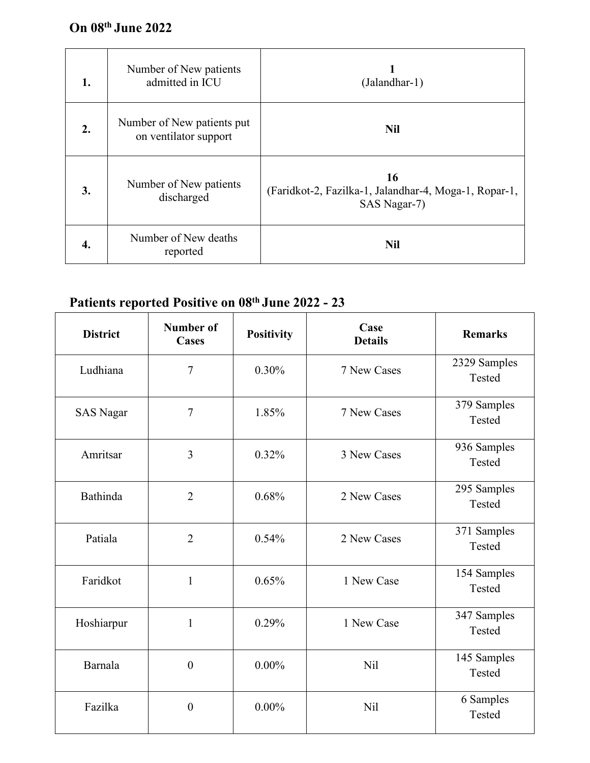**On 08th June 2022**

| | | |
|---|---|---|
| **1.** | Number of New patients admitted in ICU | **1** (Jalandhar-1) |
| **2.** | Number of New patients put on ventilator support | **Nil** |
| **3.** | Number of New patients discharged | **16** (Faridkot-2, Fazilka-1, Jalandhar-4, Moga-1, Ropar-1, SAS Nagar-7) |
| **4.** | Number of New deaths reported | **Nil** |

**Patients reported Positive on 08th June 2022 - 23**

| District | Number of Cases | Positivity | Case Details | Remarks |
|---|---|---|---|---|
| Ludhiana | 7 | 0.30% | 7 New Cases | 2329 Samples Tested |
| SAS Nagar | 7 | 1.85% | 7 New Cases | 379 Samples Tested |
| Amritsar | 3 | 0.32% | 3 New Cases | 936 Samples Tested |
| Bathinda | 2 | 0.68% | 2 New Cases | 295 Samples Tested |
| Patiala | 2 | 0.54% | 2 New Cases | 371 Samples Tested |
| Faridkot | 1 | 0.65% | 1 New Case | 154 Samples Tested |
| Hoshiarpur | 1 | 0.29% | 1 New Case | 347 Samples Tested |
| Barnala | 0 | 0.00% | Nil | 145 Samples Tested |
| Fazilka | 0 | 0.00% | Nil | 6 Samples Tested |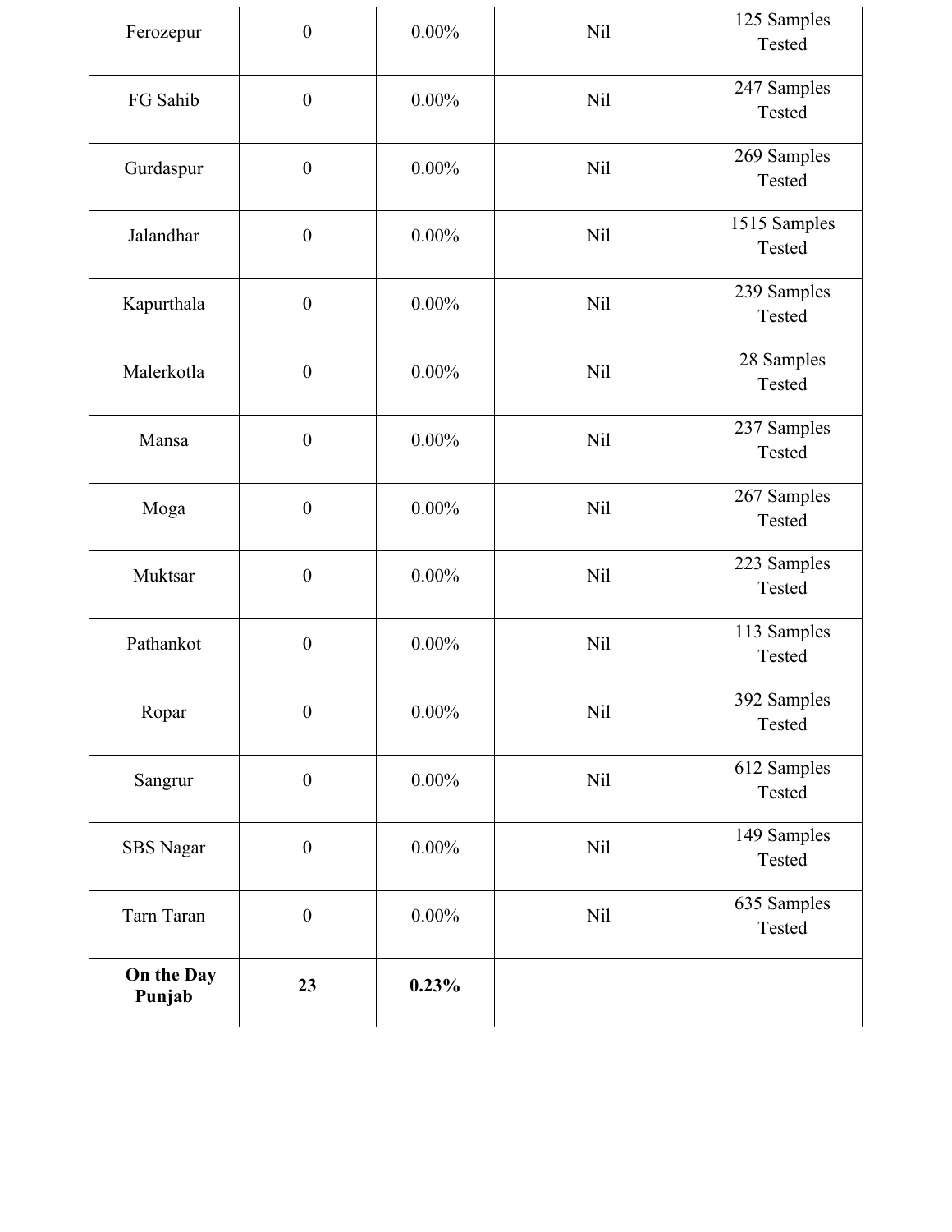| | | | | |
|---|---|---|---|---|
| Ferozepur | 0 | 0.00% | Nil | 125 Samples Tested |
| FG Sahib | 0 | 0.00% | Nil | 247 Samples Tested |
| Gurdaspur | 0 | 0.00% | Nil | 269 Samples Tested |
| Jalandhar | 0 | 0.00% | Nil | 1515 Samples Tested |
| Kapurthala | 0 | 0.00% | Nil | 239 Samples Tested |
| Malerkotla | 0 | 0.00% | Nil | 28 Samples Tested |
| Mansa | 0 | 0.00% | Nil | 237 Samples Tested |
| Moga | 0 | 0.00% | Nil | 267 Samples Tested |
| Muktsar | 0 | 0.00% | Nil | 223 Samples Tested |
| Pathankot | 0 | 0.00% | Nil | 113 Samples Tested |
| Ropar | 0 | 0.00% | Nil | 392 Samples Tested |
| Sangrur | 0 | 0.00% | Nil | 612 Samples Tested |
| SBS Nagar | 0 | 0.00% | Nil | 149 Samples Tested |
| Tarn Taran | 0 | 0.00% | Nil | 635 Samples Tested |
| **On the Day Punjab** | **23** | **0.23%** | | |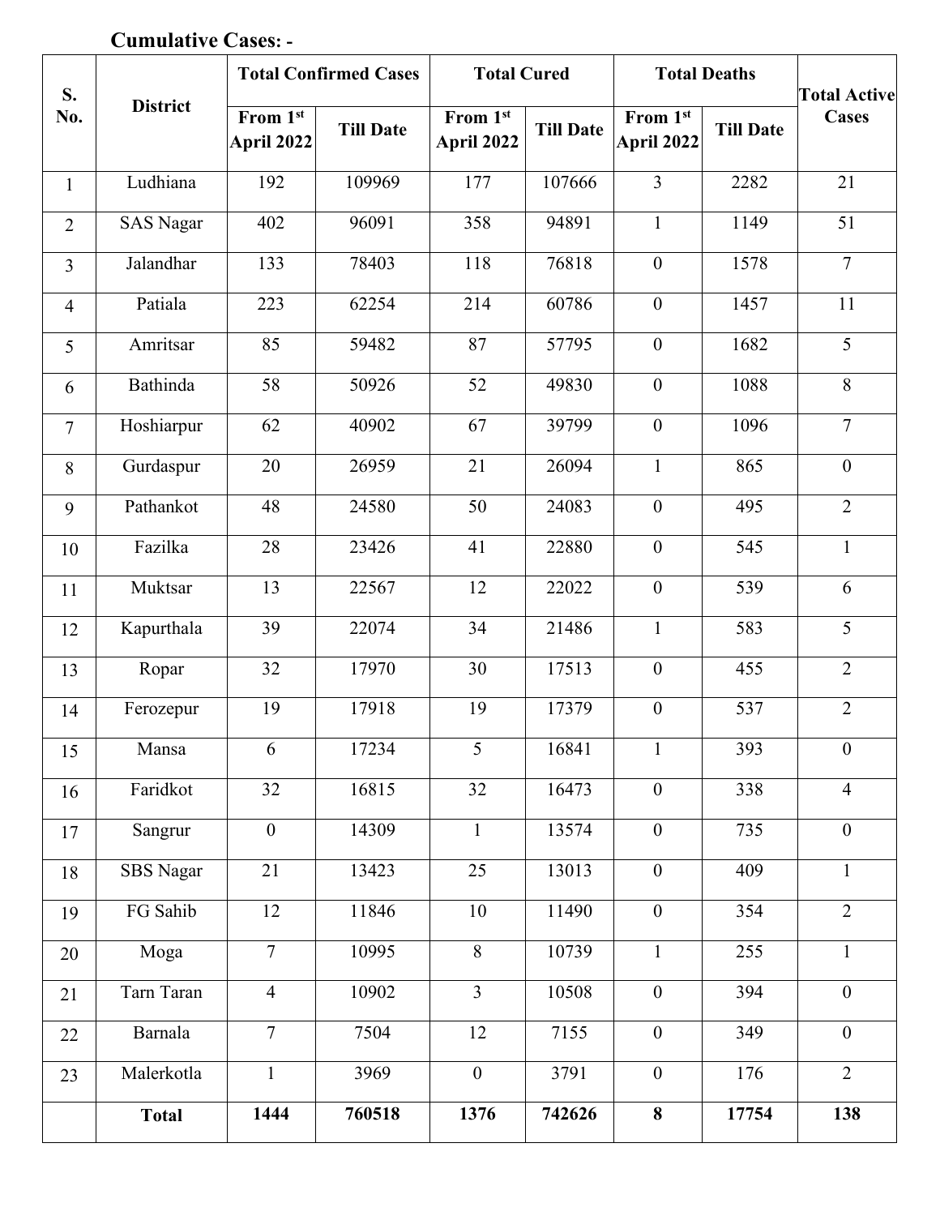**Cumulative Cases: -**

| S. No. | District | Total Confirmed Cases | | Total Cured | | Total Deaths | | Total Active Cases |
|---|---|---|---|---|---|---|---|---|
| | | From 1st April 2022 | Till Date | From 1st April 2022 | Till Date | From 1st April 2022 | Till Date | |
| 1 | Ludhiana | 192 | 109969 | 177 | 107666 | 3 | 2282 | 21 |
| 2 | SAS Nagar | 402 | 96091 | 358 | 94891 | 1 | 1149 | 51 |
| 3 | Jalandhar | 133 | 78403 | 118 | 76818 | 0 | 1578 | 7 |
| 4 | Patiala | 223 | 62254 | 214 | 60786 | 0 | 1457 | 11 |
| 5 | Amritsar | 85 | 59482 | 87 | 57795 | 0 | 1682 | 5 |
| 6 | Bathinda | 58 | 50926 | 52 | 49830 | 0 | 1088 | 8 |
| 7 | Hoshiarpur | 62 | 40902 | 67 | 39799 | 0 | 1096 | 7 |
| 8 | Gurdaspur | 20 | 26959 | 21 | 26094 | 1 | 865 | 0 |
| 9 | Pathankot | 48 | 24580 | 50 | 24083 | 0 | 495 | 2 |
| 10 | Fazilka | 28 | 23426 | 41 | 22880 | 0 | 545 | 1 |
| 11 | Muktsar | 13 | 22567 | 12 | 22022 | 0 | 539 | 6 |
| 12 | Kapurthala | 39 | 22074 | 34 | 21486 | 1 | 583 | 5 |
| 13 | Ropar | 32 | 17970 | 30 | 17513 | 0 | 455 | 2 |
| 14 | Ferozepur | 19 | 17918 | 19 | 17379 | 0 | 537 | 2 |
| 15 | Mansa | 6 | 17234 | 5 | 16841 | 1 | 393 | 0 |
| 16 | Faridkot | 32 | 16815 | 32 | 16473 | 0 | 338 | 4 |
| 17 | Sangrur | 0 | 14309 | 1 | 13574 | 0 | 735 | 0 |
| 18 | SBS Nagar | 21 | 13423 | 25 | 13013 | 0 | 409 | 1 |
| 19 | FG Sahib | 12 | 11846 | 10 | 11490 | 0 | 354 | 2 |
| 20 | Moga | 7 | 10995 | 8 | 10739 | 1 | 255 | 1 |
| 21 | Tarn Taran | 4 | 10902 | 3 | 10508 | 0 | 394 | 0 |
| 22 | Barnala | 7 | 7504 | 12 | 7155 | 0 | 349 | 0 |
| 23 | Malerkotla | 1 | 3969 | 0 | 3791 | 0 | 176 | 2 |
| | **Total** | **1444** | **760518** | **1376** | **742626** | **8** | **17754** | **138** |